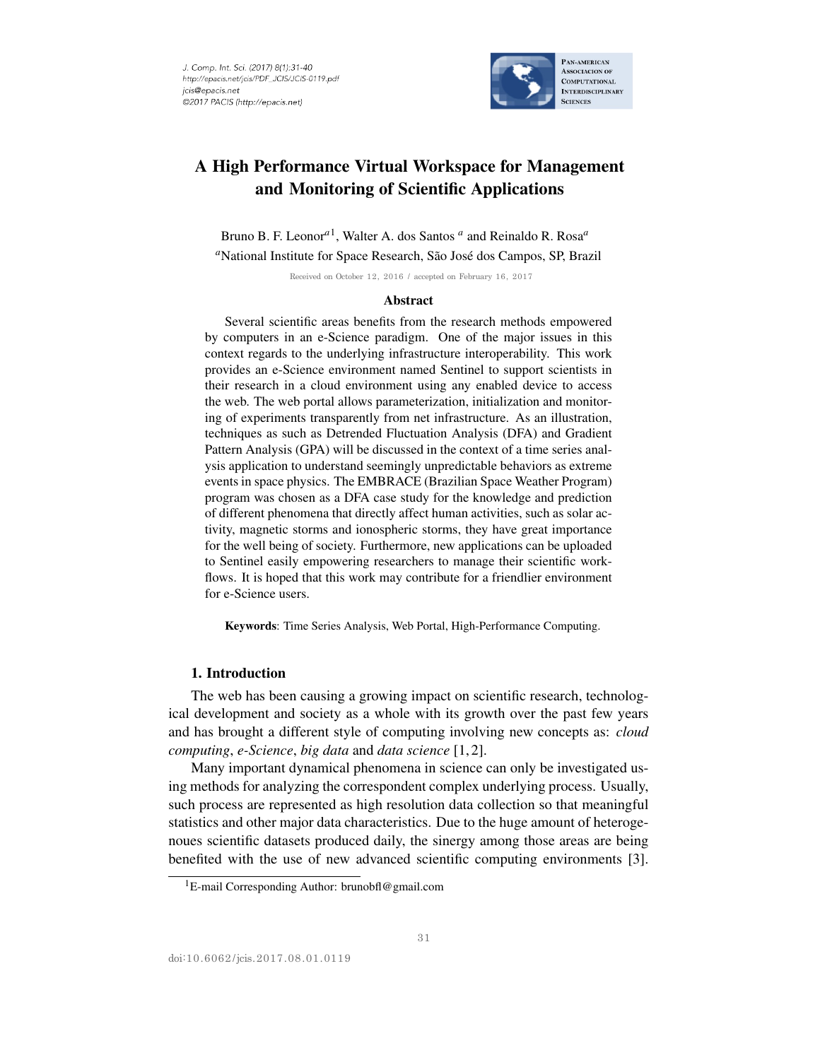# A High Performance Virtual Workspace for Management and Monitoring of Scientific Applications

Bruno B. F. Leonor[a1], Walter A. dos Santos [a] and Reinaldo R. Rosa[a]

[a]National Institute for Space Research, São José dos Campos, SP, Brazil

Received on October 12, 2016 / accepted on February 16, 2017

### Abstract

Several scientific areas benefits from the research methods empowered by computers in an e-Science paradigm. One of the major issues in this context regards to the underlying infrastructure interoperability. This work provides an e-Science environment named Sentinel to support scientists in their research in a cloud environment using any enabled device to access the web. The web portal allows parameterization, initialization and monitoring of experiments transparently from net infrastructure. As an illustration, techniques as such as Detrended Fluctuation Analysis (DFA) and Gradient Pattern Analysis (GPA) will be discussed in the context of a time series analysis application to understand seemingly unpredictable behaviors as extreme events in space physics. The EMBRACE (Brazilian Space Weather Program) program was chosen as a DFA case study for the knowledge and prediction of different phenomena that directly affect human activities, such as solar activity, magnetic storms and ionospheric storms, they have great importance for the well being of society. Furthermore, new applications can be uploaded to Sentinel easily empowering researchers to manage their scientific workflows. It is hoped that this work may contribute for a friendlier environment for e-Science users.

**Keywords**: Time Series Analysis, Web Portal, High-Performance Computing.

## 1. Introduction

The web has been causing a growing impact on scientific research, technological development and society as a whole with its growth over the past few years and has brought a different style of computing involving new concepts as: *cloud computing*, *e-Science*, *big data* and *data science* [1, 2].

Many important dynamical phenomena in science can only be investigated using methods for analyzing the correspondent complex underlying process. Usually, such process are represented as high resolution data collection so that meaningful statistics and other major data characteristics. Due to the huge amount of heterogenoues scientific datasets produced daily, the sinergy among those areas are being benefited with the use of new advanced scientific computing environments [3].

[1]E-mail Corresponding Author: brunobfl@gmail.com

doi:10.6062/jcis.2017.08.01.0119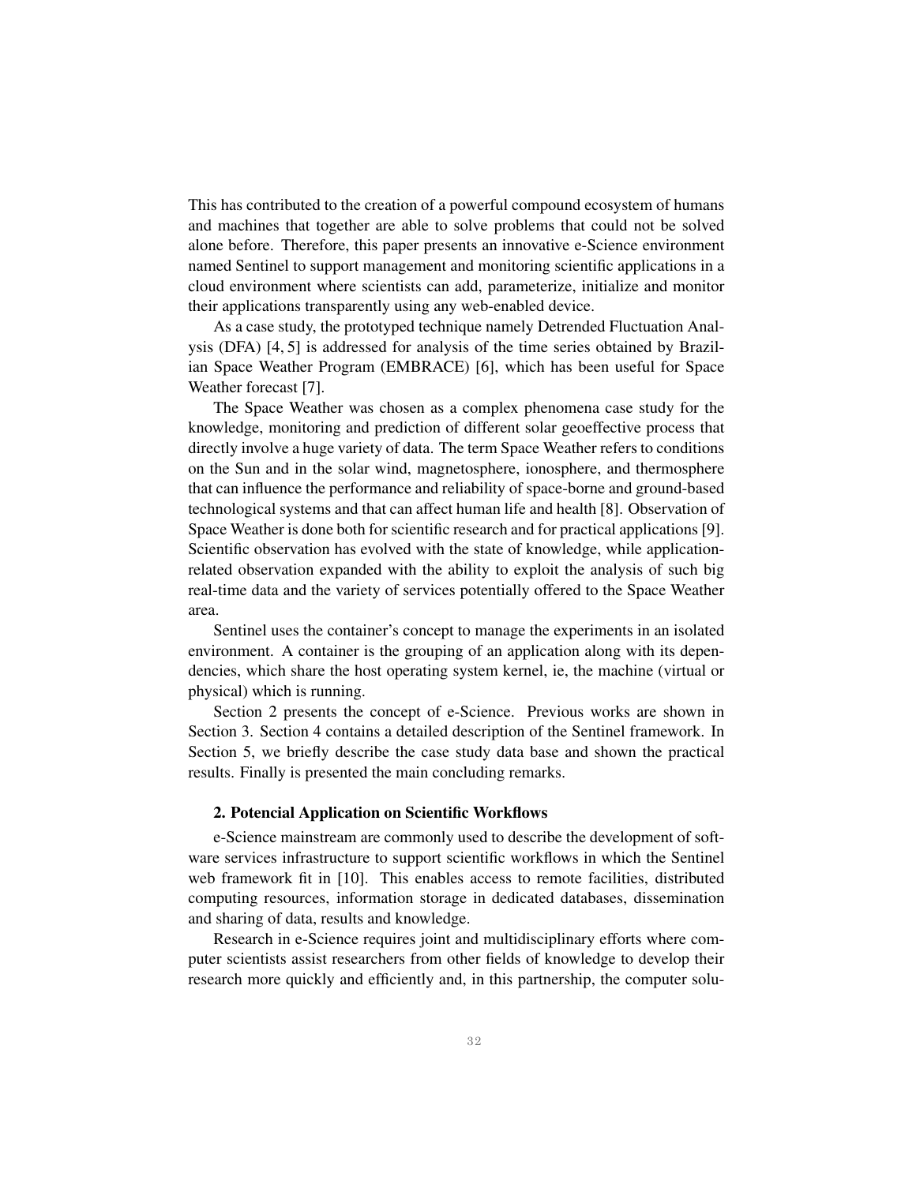This has contributed to the creation of a powerful compound ecosystem of humans and machines that together are able to solve problems that could not be solved alone before. Therefore, this paper presents an innovative e-Science environment named Sentinel to support management and monitoring scientific applications in a cloud environment where scientists can add, parameterize, initialize and monitor their applications transparently using any web-enabled device.

As a case study, the prototyped technique namely Detrended Fluctuation Analysis (DFA) [4, 5] is addressed for analysis of the time series obtained by Brazilian Space Weather Program (EMBRACE) [6], which has been useful for Space Weather forecast [7].

The Space Weather was chosen as a complex phenomena case study for the knowledge, monitoring and prediction of different solar geoeffective process that directly involve a huge variety of data. The term Space Weather refers to conditions on the Sun and in the solar wind, magnetosphere, ionosphere, and thermosphere that can influence the performance and reliability of space-borne and ground-based technological systems and that can affect human life and health [8]. Observation of Space Weather is done both for scientific research and for practical applications [9]. Scientific observation has evolved with the state of knowledge, while application-related observation expanded with the ability to exploit the analysis of such big real-time data and the variety of services potentially offered to the Space Weather area.

Sentinel uses the container's concept to manage the experiments in an isolated environment. A container is the grouping of an application along with its dependencies, which share the host operating system kernel, ie, the machine (virtual or physical) which is running.

Section 2 presents the concept of e-Science. Previous works are shown in Section 3. Section 4 contains a detailed description of the Sentinel framework. In Section 5, we briefly describe the case study data base and shown the practical results. Finally is presented the main concluding remarks.

## 2. Potencial Application on Scientific Workflows

e-Science mainstream are commonly used to describe the development of software services infrastructure to support scientific workflows in which the Sentinel web framework fit in [10]. This enables access to remote facilities, distributed computing resources, information storage in dedicated databases, dissemination and sharing of data, results and knowledge.

Research in e-Science requires joint and multidisciplinary efforts where computer scientists assist researchers from other fields of knowledge to develop their research more quickly and efficiently and, in this partnership, the computer solu-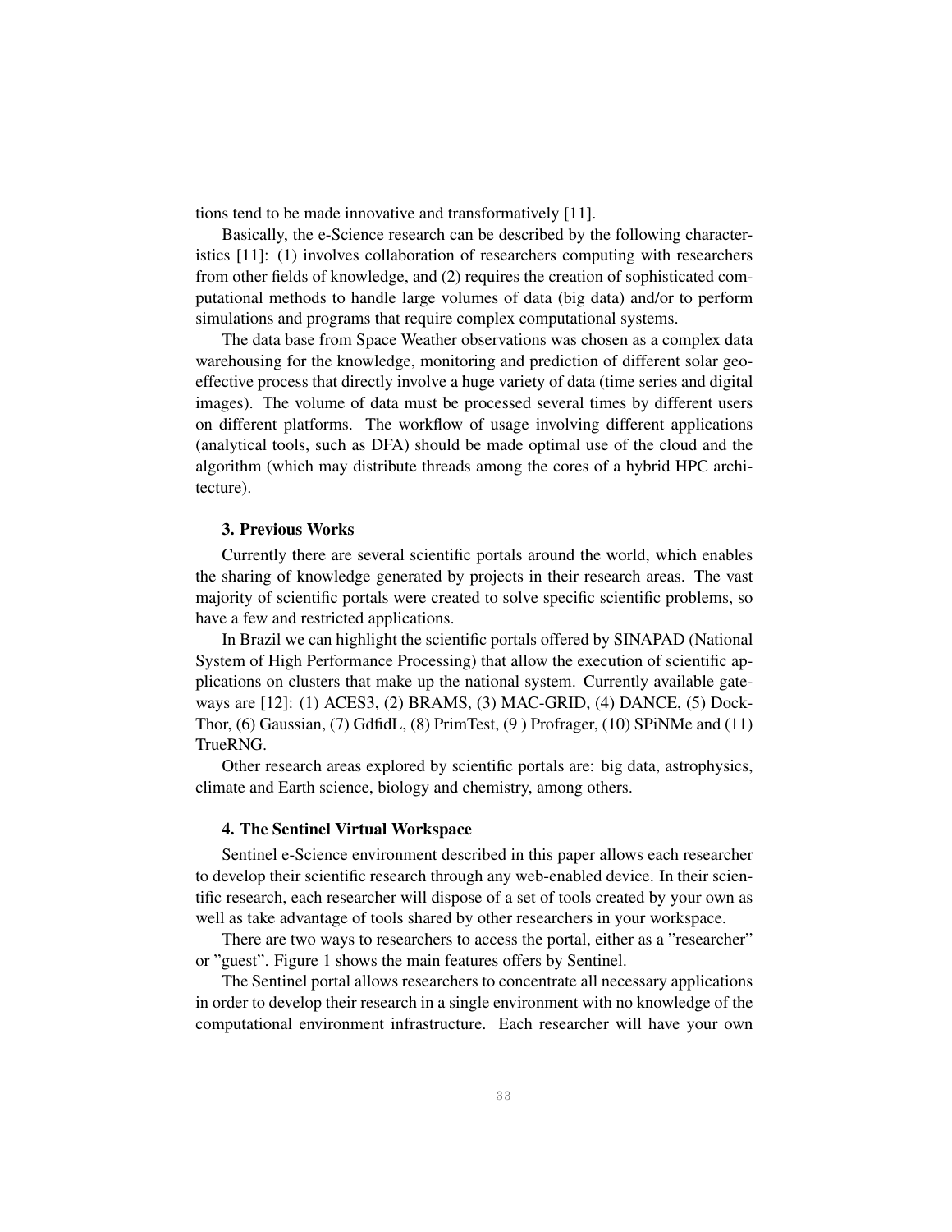tions tend to be made innovative and transformatively [11].

Basically, the e-Science research can be described by the following characteristics [11]: (1) involves collaboration of researchers computing with researchers from other fields of knowledge, and (2) requires the creation of sophisticated computational methods to handle large volumes of data (big data) and/or to perform simulations and programs that require complex computational systems.

The data base from Space Weather observations was chosen as a complex data warehousing for the knowledge, monitoring and prediction of different solar geo-effective process that directly involve a huge variety of data (time series and digital images). The volume of data must be processed several times by different users on different platforms. The workflow of usage involving different applications (analytical tools, such as DFA) should be made optimal use of the cloud and the algorithm (which may distribute threads among the cores of a hybrid HPC architecture).

### 3. Previous Works

Currently there are several scientific portals around the world, which enables the sharing of knowledge generated by projects in their research areas. The vast majority of scientific portals were created to solve specific scientific problems, so have a few and restricted applications.

In Brazil we can highlight the scientific portals offered by SINAPAD (National System of High Performance Processing) that allow the execution of scientific applications on clusters that make up the national system. Currently available gateways are [12]: (1) ACES3, (2) BRAMS, (3) MAC-GRID, (4) DANCE, (5) DockThor, (6) Gaussian, (7) GdfidL, (8) PrimTest, (9 ) Profrager, (10) SPiNMe and (11) TrueRNG.

Other research areas explored by scientific portals are: big data, astrophysics, climate and Earth science, biology and chemistry, among others.

### 4. The Sentinel Virtual Workspace

Sentinel e-Science environment described in this paper allows each researcher to develop their scientific research through any web-enabled device. In their scientific research, each researcher will dispose of a set of tools created by your own as well as take advantage of tools shared by other researchers in your workspace.

There are two ways to researchers to access the portal, either as a "researcher" or "guest". Figure 1 shows the main features offers by Sentinel.

The Sentinel portal allows researchers to concentrate all necessary applications in order to develop their research in a single environment with no knowledge of the computational environment infrastructure. Each researcher will have your own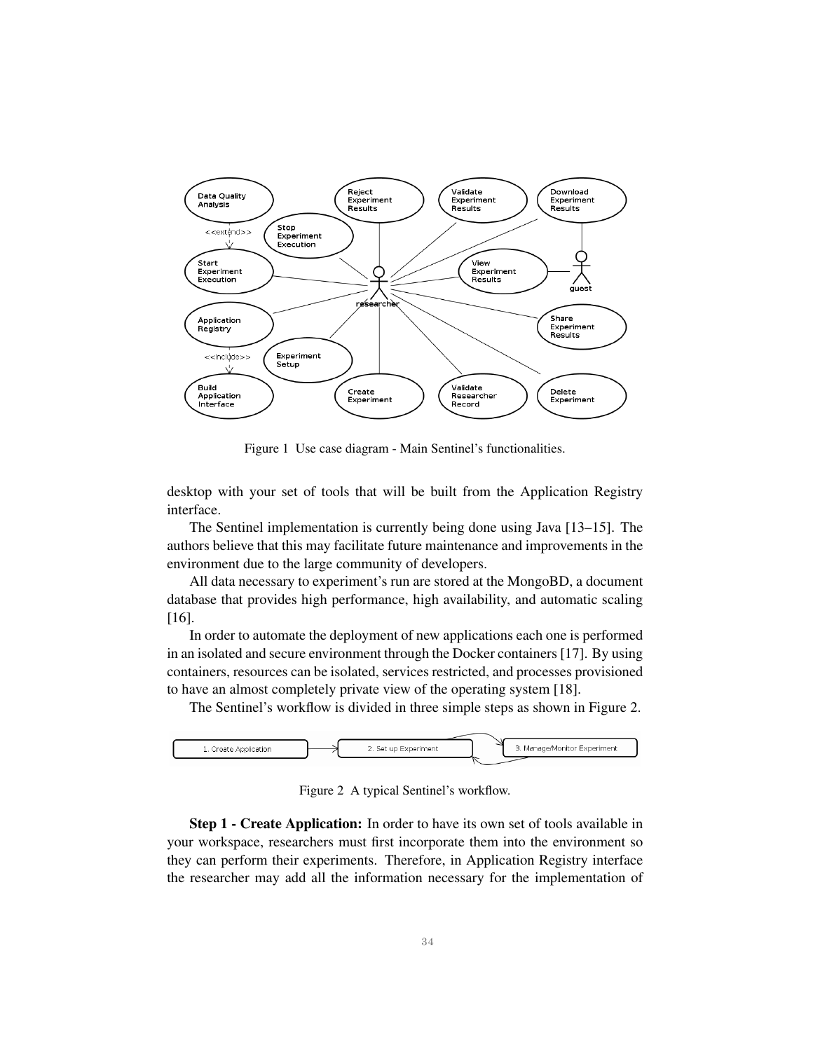Figure 1 Use case diagram - Main Sentinel's functionalities.

desktop with your set of tools that will be built from the Application Registry interface.

The Sentinel implementation is currently being done using Java [13–15]. The authors believe that this may facilitate future maintenance and improvements in the environment due to the large community of developers.

All data necessary to experiment's run are stored at the MongoBD, a document database that provides high performance, high availability, and automatic scaling [16].

In order to automate the deployment of new applications each one is performed in an isolated and secure environment through the Docker containers [17]. By using containers, resources can be isolated, services restricted, and processes provisioned to have an almost completely private view of the operating system [18].

The Sentinel's workflow is divided in three simple steps as shown in Figure 2.

Figure 2 A typical Sentinel's workflow.

**Step 1 - Create Application:** In order to have its own set of tools available in your workspace, researchers must first incorporate them into the environment so they can perform their experiments. Therefore, in Application Registry interface the researcher may add all the information necessary for the implementation of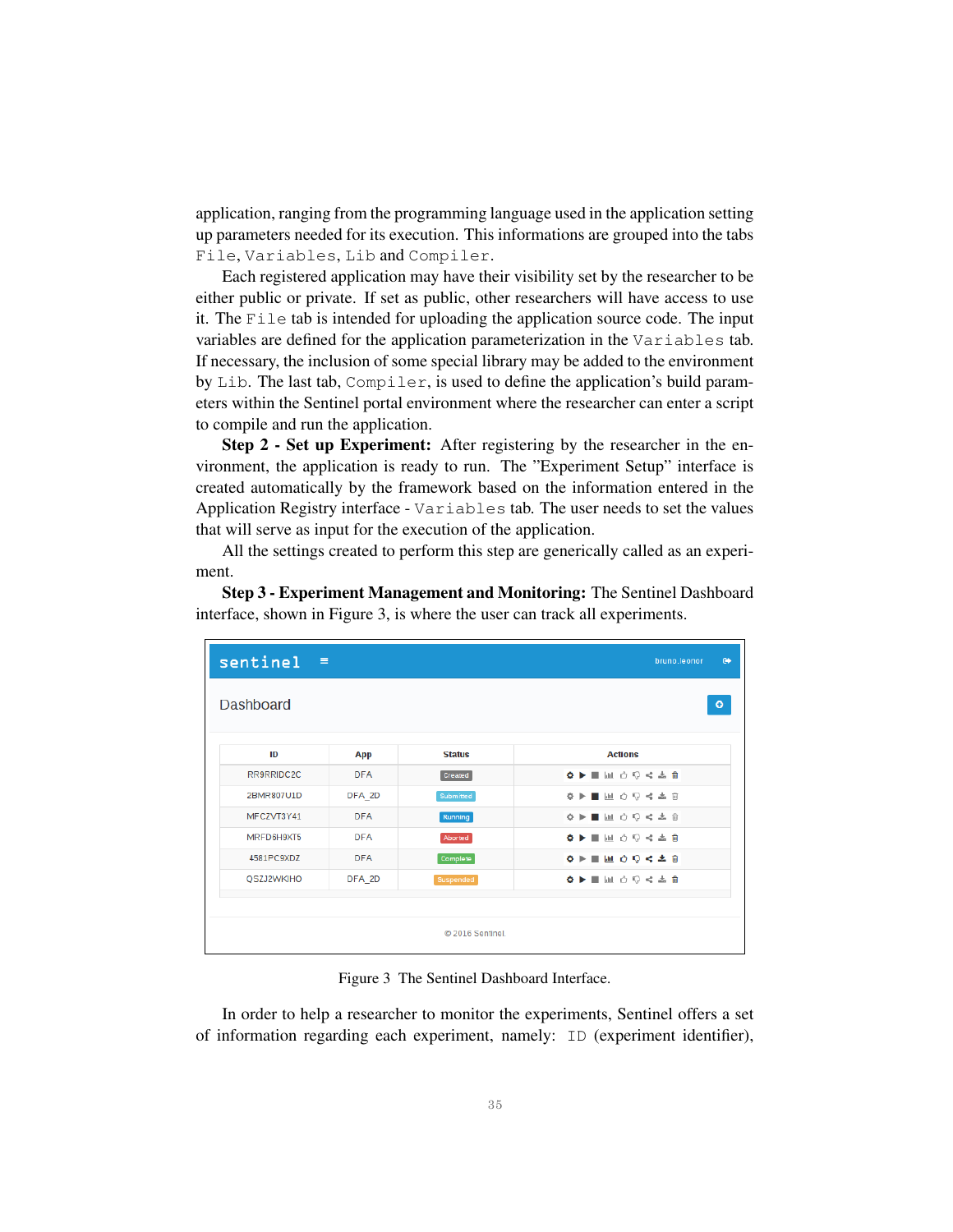application, ranging from the programming language used in the application setting up parameters needed for its execution. This informations are grouped into the tabs `File`, `Variables`, `Lib` and `Compiler`.

Each registered application may have their visibility set by the researcher to be either public or private. If set as public, other researchers will have access to use it. The `File` tab is intended for uploading the application source code. The input variables are defined for the application parameterization in the `Variables` tab. If necessary, the inclusion of some special library may be added to the environment by `Lib`. The last tab, `Compiler`, is used to define the application's build parameters within the Sentinel portal environment where the researcher can enter a script to compile and run the application.

**Step 2 - Set up Experiment:** After registering by the researcher in the environment, the application is ready to run. The "Experiment Setup" interface is created automatically by the framework based on the information entered in the Application Registry interface - `Variables` tab. The user needs to set the values that will serve as input for the execution of the application.

All the settings created to perform this step are generically called as an experiment.

**Step 3 - Experiment Management and Monitoring:** The Sentinel Dashboard interface, shown in Figure 3, is where the user can track all experiments.

Figure 3 The Sentinel Dashboard Interface.

In order to help a researcher to monitor the experiments, Sentinel offers a set of information regarding each experiment, namely: `ID` (experiment identifier),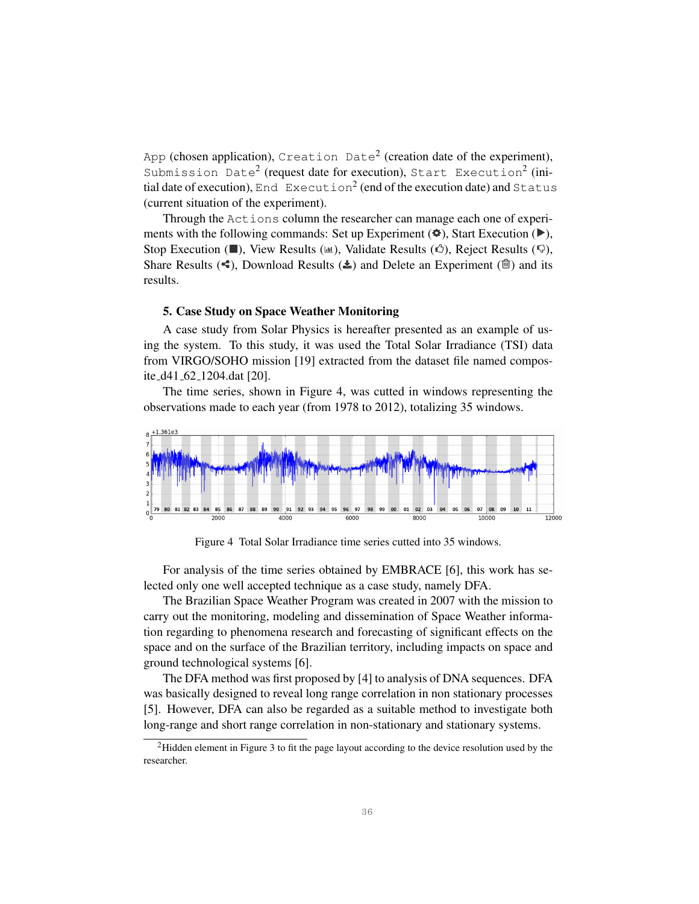App (chosen application), Creation Date[2] (creation date of the experiment), Submission Date[2] (request date for execution), Start Execution[2] (initial date of execution), End Execution[2] (end of the execution date) and Status (current situation of the experiment).

Through the Actions column the researcher can manage each one of experiments with the following commands: Set up Experiment (⚙), Start Execution (▶), Stop Execution (■), View Results (📊), Validate Results (👍), Reject Results (👎), Share Results (<), Download Results (⬇) and Delete an Experiment (🗑) and its results.

### 5. Case Study on Space Weather Monitoring

A case study from Solar Physics is hereafter presented as an example of using the system. To this study, it was used the Total Solar Irradiance (TSI) data from VIRGO/SOHO mission [19] extracted from the dataset file named composite_d41_62_1204.dat [20].

The time series, shown in Figure 4, was cutted in windows representing the observations made to each year (from 1978 to 2012), totalizing 35 windows.

Figure 4 Total Solar Irradiance time series cutted into 35 windows.

For analysis of the time series obtained by EMBRACE [6], this work has selected only one well accepted technique as a case study, namely DFA.

The Brazilian Space Weather Program was created in 2007 with the mission to carry out the monitoring, modeling and dissemination of Space Weather information regarding to phenomena research and forecasting of significant effects on the space and on the surface of the Brazilian territory, including impacts on space and ground technological systems [6].

The DFA method was first proposed by [4] to analysis of DNA sequences. DFA was basically designed to reveal long range correlation in non stationary processes [5]. However, DFA can also be regarded as a suitable method to investigate both long-range and short range correlation in non-stationary and stationary systems.

[2] Hidden element in Figure 3 to fit the page layout according to the device resolution used by the researcher.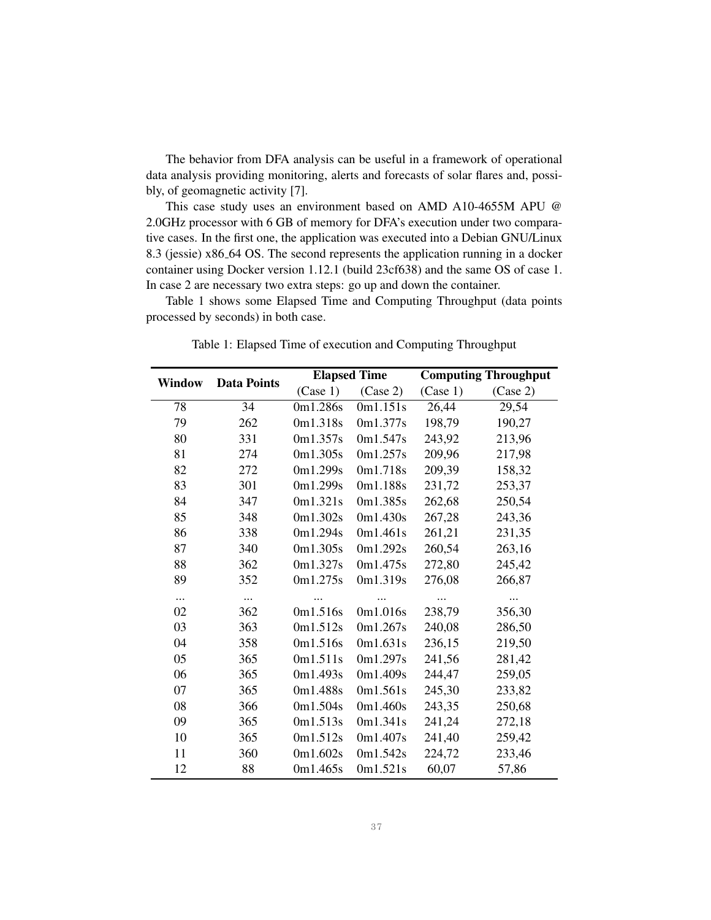The behavior from DFA analysis can be useful in a framework of operational data analysis providing monitoring, alerts and forecasts of solar flares and, possibly, of geomagnetic activity [7].

This case study uses an environment based on AMD A10-4655M APU @ 2.0GHz processor with 6 GB of memory for DFA's execution under two comparative cases. In the first one, the application was executed into a Debian GNU/Linux 8.3 (jessie) x86_64 OS. The second represents the application running in a docker container using Docker version 1.12.1 (build 23cf638) and the same OS of case 1. In case 2 are necessary two extra steps: go up and down the container.

Table 1 shows some Elapsed Time and Computing Throughput (data points processed by seconds) in both case.

Table 1: Elapsed Time of execution and Computing Throughput

| **Window** | **Data Points** | **Elapsed Time** | | **Computing Throughput** | |
|---|---|---|---|---|---|
| | | (Case 1) | (Case 2) | (Case 1) | (Case 2) |
| 78 | 34 | 0m1.286s | 0m1.151s | 26,44 | 29,54 |
| 79 | 262 | 0m1.318s | 0m1.377s | 198,79 | 190,27 |
| 80 | 331 | 0m1.357s | 0m1.547s | 243,92 | 213,96 |
| 81 | 274 | 0m1.305s | 0m1.257s | 209,96 | 217,98 |
| 82 | 272 | 0m1.299s | 0m1.718s | 209,39 | 158,32 |
| 83 | 301 | 0m1.299s | 0m1.188s | 231,72 | 253,37 |
| 84 | 347 | 0m1.321s | 0m1.385s | 262,68 | 250,54 |
| 85 | 348 | 0m1.302s | 0m1.430s | 267,28 | 243,36 |
| 86 | 338 | 0m1.294s | 0m1.461s | 261,21 | 231,35 |
| 87 | 340 | 0m1.305s | 0m1.292s | 260,54 | 263,16 |
| 88 | 362 | 0m1.327s | 0m1.475s | 272,80 | 245,42 |
| 89 | 352 | 0m1.275s | 0m1.319s | 276,08 | 266,87 |
| ... | ... | ... | ... | ... | ... |
| 02 | 362 | 0m1.516s | 0m1.016s | 238,79 | 356,30 |
| 03 | 363 | 0m1.512s | 0m1.267s | 240,08 | 286,50 |
| 04 | 358 | 0m1.516s | 0m1.631s | 236,15 | 219,50 |
| 05 | 365 | 0m1.511s | 0m1.297s | 241,56 | 281,42 |
| 06 | 365 | 0m1.493s | 0m1.409s | 244,47 | 259,05 |
| 07 | 365 | 0m1.488s | 0m1.561s | 245,30 | 233,82 |
| 08 | 366 | 0m1.504s | 0m1.460s | 243,35 | 250,68 |
| 09 | 365 | 0m1.513s | 0m1.341s | 241,24 | 272,18 |
| 10 | 365 | 0m1.512s | 0m1.407s | 241,40 | 259,42 |
| 11 | 360 | 0m1.602s | 0m1.542s | 224,72 | 233,46 |
| 12 | 88 | 0m1.465s | 0m1.521s | 60,07 | 57,86 |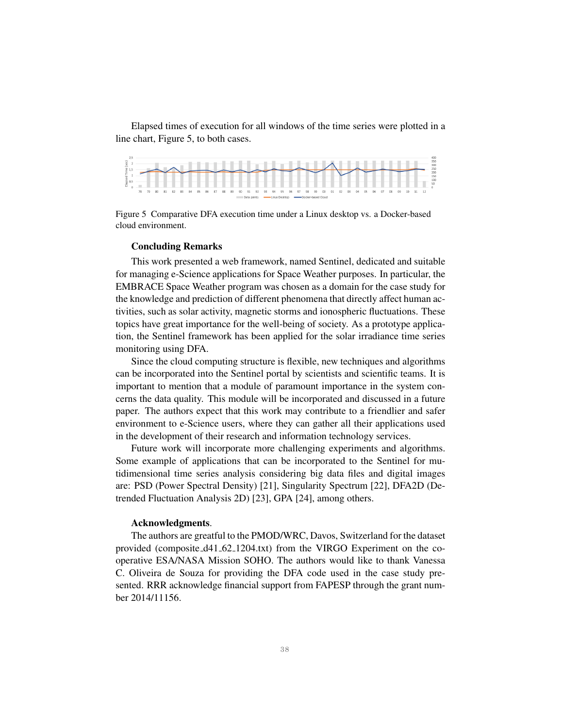Elapsed times of execution for all windows of the time series were plotted in a line chart, Figure 5, to both cases.

Figure 5 Comparative DFA execution time under a Linux desktop vs. a Docker-based cloud environment.

### Concluding Remarks

This work presented a web framework, named Sentinel, dedicated and suitable for managing e-Science applications for Space Weather purposes. In particular, the EMBRACE Space Weather program was chosen as a domain for the case study for the knowledge and prediction of different phenomena that directly affect human activities, such as solar activity, magnetic storms and ionospheric fluctuations. These topics have great importance for the well-being of society. As a prototype application, the Sentinel framework has been applied for the solar irradiance time series monitoring using DFA.

Since the cloud computing structure is flexible, new techniques and algorithms can be incorporated into the Sentinel portal by scientists and scientific teams. It is important to mention that a module of paramount importance in the system concerns the data quality. This module will be incorporated and discussed in a future paper. The authors expect that this work may contribute to a friendlier and safer environment to e-Science users, where they can gather all their applications used in the development of their research and information technology services.

Future work will incorporate more challenging experiments and algorithms. Some example of applications that can be incorporated to the Sentinel for mutidimensional time series analysis considering big data files and digital images are: PSD (Power Spectral Density) [21], Singularity Spectrum [22], DFA2D (Detrended Fluctuation Analysis 2D) [23], GPA [24], among others.

### Acknowledgments.

The authors are greatful to the PMOD/WRC, Davos, Switzerland for the dataset provided (composite_d41_62_1204.txt) from the VIRGO Experiment on the cooperative ESA/NASA Mission SOHO. The authors would like to thank Vanessa C. Oliveira de Souza for providing the DFA code used in the case study presented. RRR acknowledge financial support from FAPESP through the grant number 2014/11156.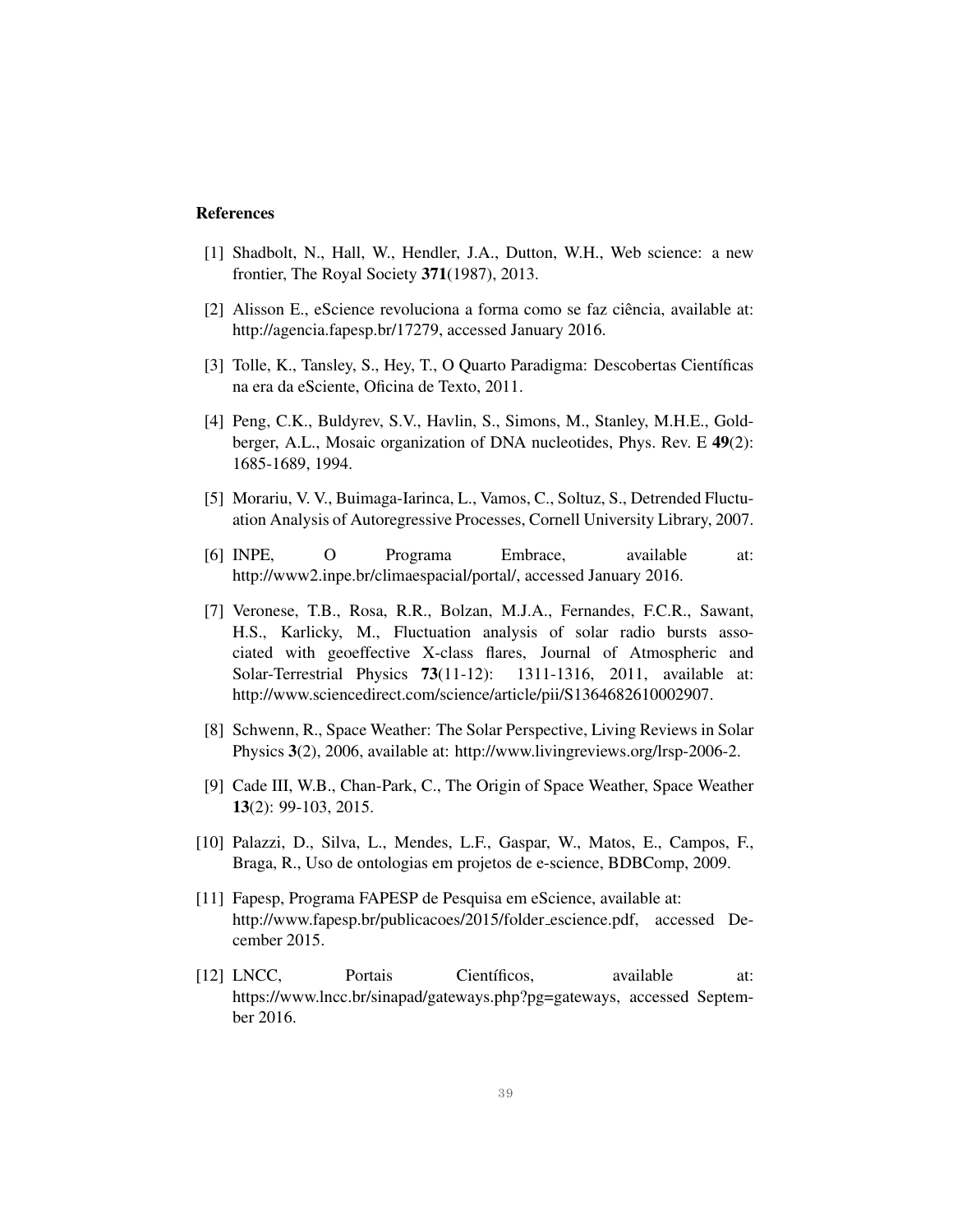## References

[1] Shadbolt, N., Hall, W., Hendler, J.A., Dutton, W.H., Web science: a new frontier, The Royal Society **371**(1987), 2013.

[2] Alisson E., eScience revoluciona a forma como se faz ciência, available at: http://agencia.fapesp.br/17279, accessed January 2016.

[3] Tolle, K., Tansley, S., Hey, T., O Quarto Paradigma: Descobertas Científicas na era da eSciente, Oficina de Texto, 2011.

[4] Peng, C.K., Buldyrev, S.V., Havlin, S., Simons, M., Stanley, M.H.E., Goldberger, A.L., Mosaic organization of DNA nucleotides, Phys. Rev. E **49**(2): 1685-1689, 1994.

[5] Morariu, V. V., Buimaga-Iarinca, L., Vamos, C., Soltuz, S., Detrended Fluctuation Analysis of Autoregressive Processes, Cornell University Library, 2007.

[6] INPE, O Programa Embrace, available at: http://www2.inpe.br/climaespacial/portal/, accessed January 2016.

[7] Veronese, T.B., Rosa, R.R., Bolzan, M.J.A., Fernandes, F.C.R., Sawant, H.S., Karlicky, M., Fluctuation analysis of solar radio bursts associated with geoeffective X-class flares, Journal of Atmospheric and Solar-Terrestrial Physics **73**(11-12): 1311-1316, 2011, available at: http://www.sciencedirect.com/science/article/pii/S1364682610002907.

[8] Schwenn, R., Space Weather: The Solar Perspective, Living Reviews in Solar Physics **3**(2), 2006, available at: http://www.livingreviews.org/lrsp-2006-2.

[9] Cade III, W.B., Chan-Park, C., The Origin of Space Weather, Space Weather **13**(2): 99-103, 2015.

[10] Palazzi, D., Silva, L., Mendes, L.F., Gaspar, W., Matos, E., Campos, F., Braga, R., Uso de ontologias em projetos de e-science, BDBComp, 2009.

[11] Fapesp, Programa FAPESP de Pesquisa em eScience, available at: http://www.fapesp.br/publicacoes/2015/folder_escience.pdf, accessed December 2015.

[12] LNCC, Portais Científicos, available at: https://www.lncc.br/sinapad/gateways.php?pg=gateways, accessed September 2016.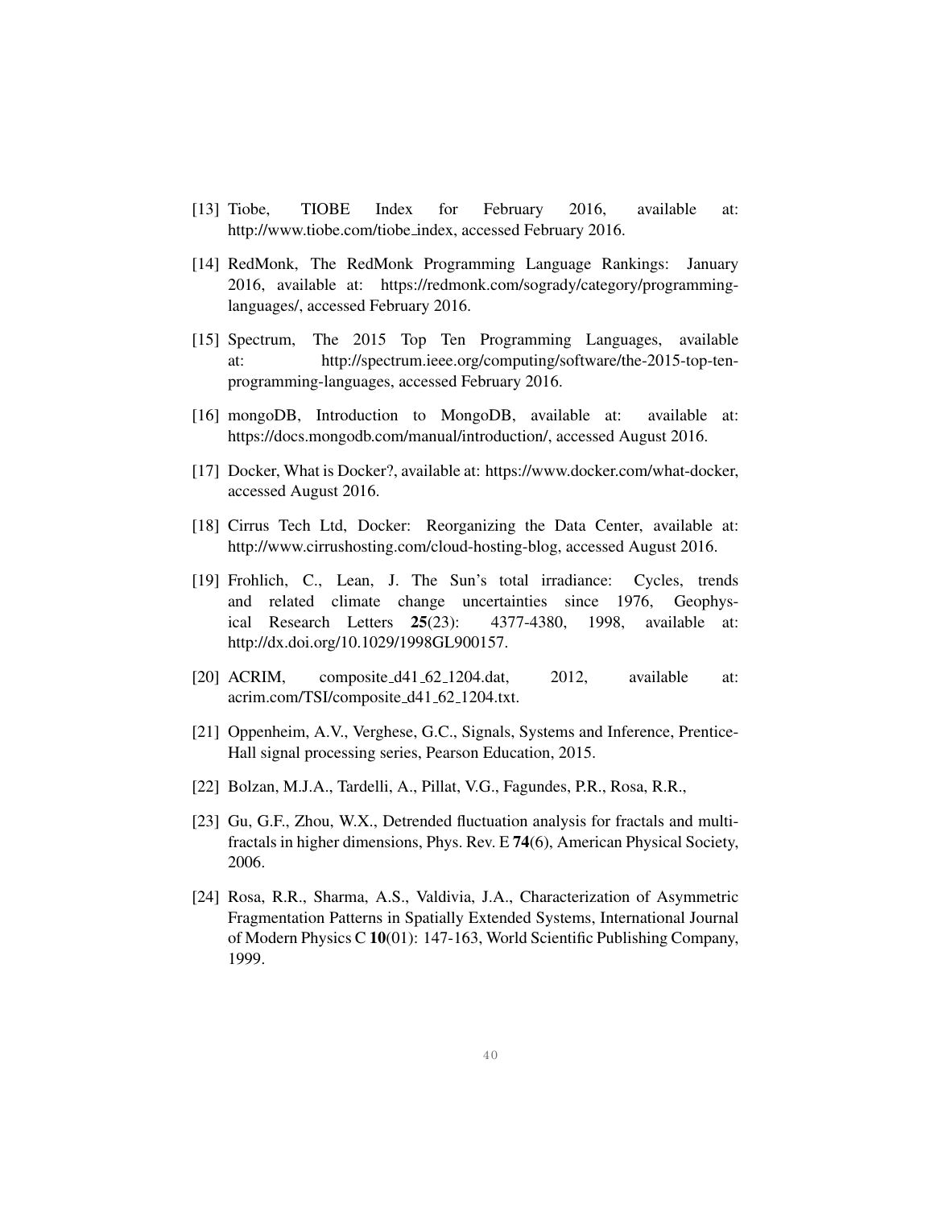[13] Tiobe, TIOBE Index for February 2016, available at: http://www.tiobe.com/tiobe_index, accessed February 2016.

[14] RedMonk, The RedMonk Programming Language Rankings: January 2016, available at: https://redmonk.com/sogrady/category/programming-languages/, accessed February 2016.

[15] Spectrum, The 2015 Top Ten Programming Languages, available at: http://spectrum.ieee.org/computing/software/the-2015-top-ten-programming-languages, accessed February 2016.

[16] mongoDB, Introduction to MongoDB, available at: available at: https://docs.mongodb.com/manual/introduction/, accessed August 2016.

[17] Docker, What is Docker?, available at: https://www.docker.com/what-docker, accessed August 2016.

[18] Cirrus Tech Ltd, Docker: Reorganizing the Data Center, available at: http://www.cirrushosting.com/cloud-hosting-blog, accessed August 2016.

[19] Frohlich, C., Lean, J. The Sun's total irradiance: Cycles, trends and related climate change uncertainties since 1976, Geophysical Research Letters **25**(23): 4377-4380, 1998, available at: http://dx.doi.org/10.1029/1998GL900157.

[20] ACRIM, composite_d41_62_1204.dat, 2012, available at: acrim.com/TSI/composite_d41_62_1204.txt.

[21] Oppenheim, A.V., Verghese, G.C., Signals, Systems and Inference, Prentice-Hall signal processing series, Pearson Education, 2015.

[22] Bolzan, M.J.A., Tardelli, A., Pillat, V.G., Fagundes, P.R., Rosa, R.R.,

[23] Gu, G.F., Zhou, W.X., Detrended fluctuation analysis for fractals and multifractals in higher dimensions, Phys. Rev. E **74**(6), American Physical Society, 2006.

[24] Rosa, R.R., Sharma, A.S., Valdivia, J.A., Characterization of Asymmetric Fragmentation Patterns in Spatially Extended Systems, International Journal of Modern Physics C **10**(01): 147-163, World Scientific Publishing Company, 1999.